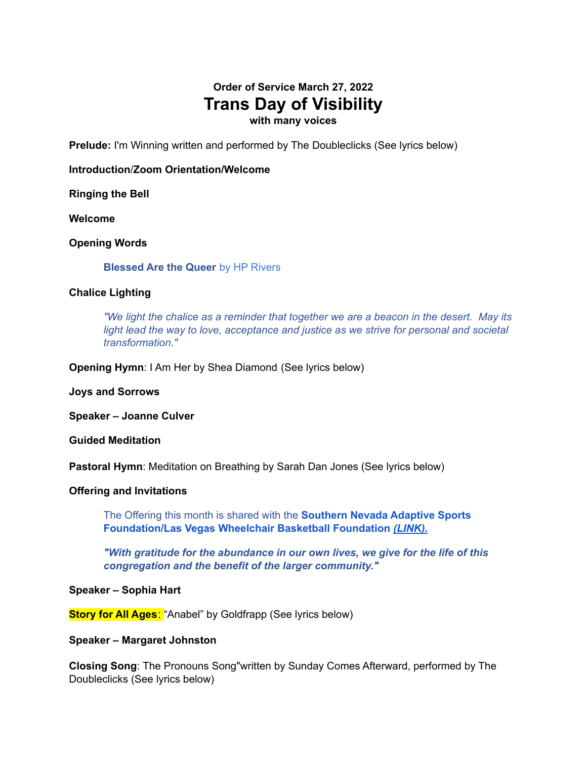**Order of Service March 27, 2022**

# Trans Day of Visibility

**with many voices**

**Prelude:** I'm Winning written and performed by The Doubleclicks (See lyrics below)

**Introduction/Zoom Orientation/Welcome**

**Ringing the Bell**

**Welcome**

**Opening Words**

> **Blessed Are the Queer** by HP Rivers

**Chalice Lighting**

> *"We light the chalice as a reminder that together we are a beacon in the desert. May its light lead the way to love, acceptance and justice as we strive for personal and societal transformation."*

**Opening Hymn**: I Am Her by Shea Diamond (See lyrics below)

**Joys and Sorrows**

**Speaker – Joanne Culver**

**Guided Meditation**

**Pastoral Hymn**: Meditation on Breathing by Sarah Dan Jones (See lyrics below)

**Offering and Invitations**

> The Offering this month is shared with the **Southern Nevada Adaptive Sports Foundation/Las Vegas Wheelchair Basketball Foundation** ***(LINK).***
>
> ***"With gratitude for the abundance in our own lives, we give for the life of this congregation and the benefit of the larger community."***

**Speaker – Sophia Hart**

**Story for All Ages**: "Anabel" by Goldfrapp (See lyrics below)

**Speaker – Margaret Johnston**

**Closing Song**: The Pronouns Song"written by Sunday Comes Afterward, performed by The Doubleclicks (See lyrics below)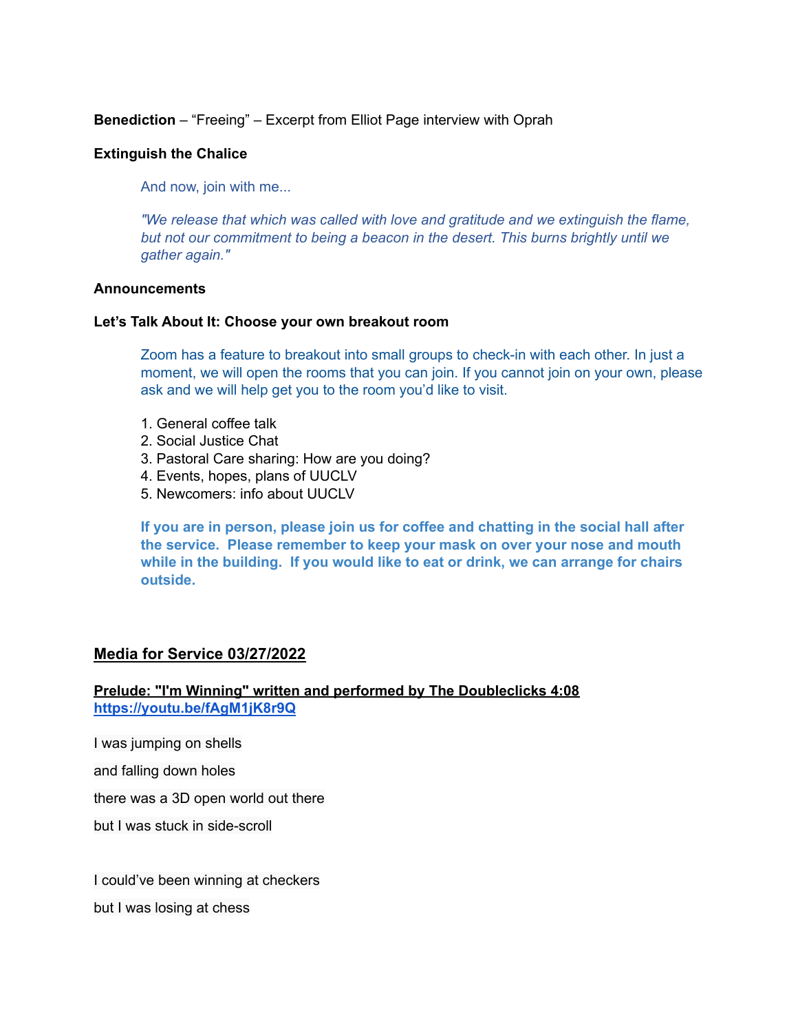**Benediction** – "Freeing" – Excerpt from Elliot Page interview with Oprah

**Extinguish the Chalice**

> And now, join with me...
>
> *"We release that which was called with love and gratitude and we extinguish the flame, but not our commitment to being a beacon in the desert. This burns brightly until we gather again."*

**Announcements**

**Let's Talk About It: Choose your own breakout room**

> Zoom has a feature to breakout into small groups to check-in with each other. In just a moment, we will open the rooms that you can join. If you cannot join on your own, please ask and we will help get you to the room you'd like to visit.
>
> 1. General coffee talk
> 2. Social Justice Chat
> 3. Pastoral Care sharing: How are you doing?
> 4. Events, hopes, plans of UUCLV
> 5. Newcomers: info about UUCLV
>
> **If you are in person, please join us for coffee and chatting in the social hall after the service. Please remember to keep your mask on over your nose and mouth while in the building. If you would like to eat or drink, we can arrange for chairs outside.**

## Media for Service 03/27/2022

**Prelude: "I'm Winning" written and performed by The Doubleclicks 4:08**
**https://youtu.be/fAgM1jK8r9Q**

I was jumping on shells

and falling down holes

there was a 3D open world out there

but I was stuck in side-scroll

I could've been winning at checkers

but I was losing at chess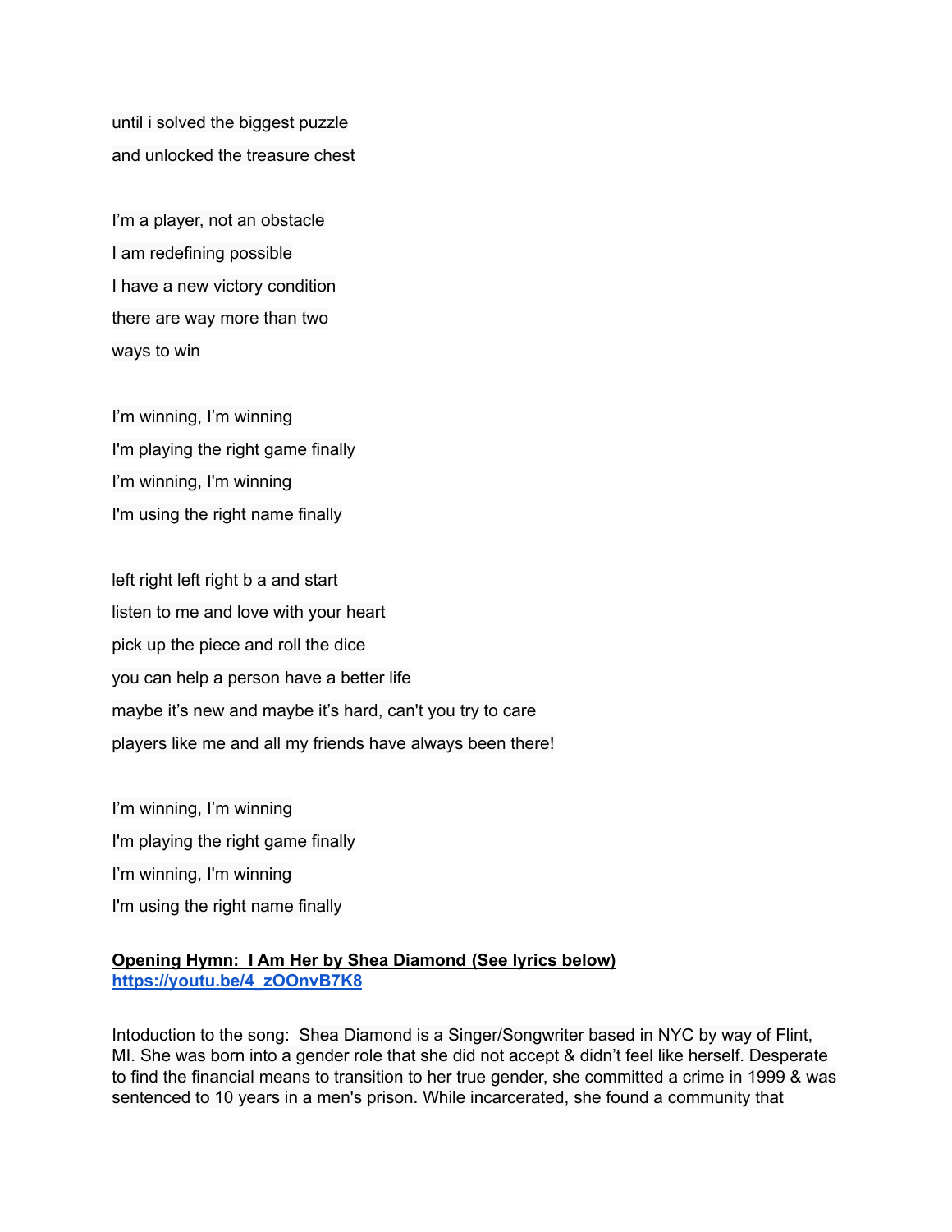until i solved the biggest puzzle

and unlocked the treasure chest

I'm a player, not an obstacle

I am redefining possible

I have a new victory condition

there are way more than two

ways to win

I'm winning, I'm winning

I'm playing the right game finally

I'm winning, I'm winning

I'm using the right name finally

left right left right b a and start

listen to me and love with your heart

pick up the piece and roll the dice

you can help a person have a better life

maybe it's new and maybe it's hard, can't you try to care

players like me and all my friends have always been there!

I'm winning, I'm winning

I'm playing the right game finally

I'm winning, I'm winning

I'm using the right name finally

**Opening Hymn: I Am Her by Shea Diamond (See lyrics below)**
**https://youtu.be/4_zOOnvB7K8**

Intoduction to the song: Shea Diamond is a Singer/Songwriter based in NYC by way of Flint, MI. She was born into a gender role that she did not accept & didn't feel like herself. Desperate to find the financial means to transition to her true gender, she committed a crime in 1999 & was sentenced to 10 years in a men's prison. While incarcerated, she found a community that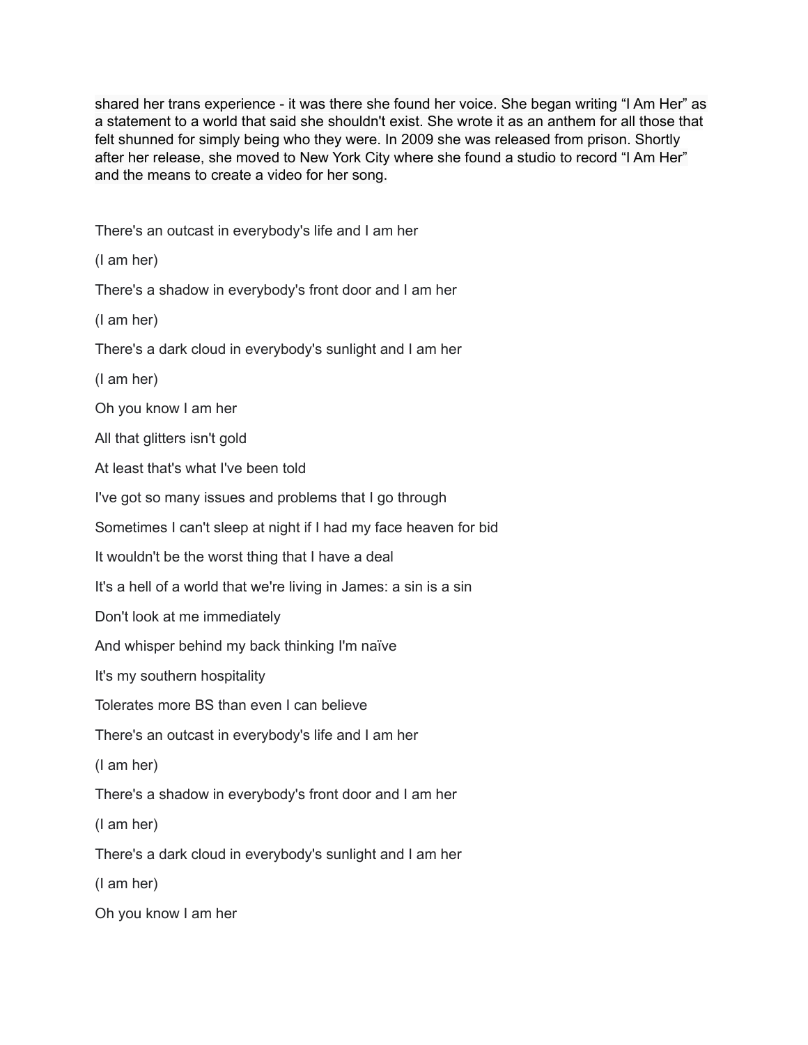shared her trans experience - it was there she found her voice. She began writing “I Am Her” as a statement to a world that said she shouldn't exist. She wrote it as an anthem for all those that felt shunned for simply being who they were. In 2009 she was released from prison. Shortly after her release, she moved to New York City where she found a studio to record “I Am Her” and the means to create a video for her song.

There's an outcast in everybody's life and I am her

(I am her)

There's a shadow in everybody's front door and I am her

(I am her)

There's a dark cloud in everybody's sunlight and I am her

(I am her)

Oh you know I am her

All that glitters isn't gold

At least that's what I've been told

I've got so many issues and problems that I go through

Sometimes I can't sleep at night if I had my face heaven for bid

It wouldn't be the worst thing that I have a deal

It's a hell of a world that we're living in James: a sin is a sin

Don't look at me immediately

And whisper behind my back thinking I'm naïve

It's my southern hospitality

Tolerates more BS than even I can believe

There's an outcast in everybody's life and I am her

(I am her)

There's a shadow in everybody's front door and I am her

(I am her)

There's a dark cloud in everybody's sunlight and I am her

(I am her)

Oh you know I am her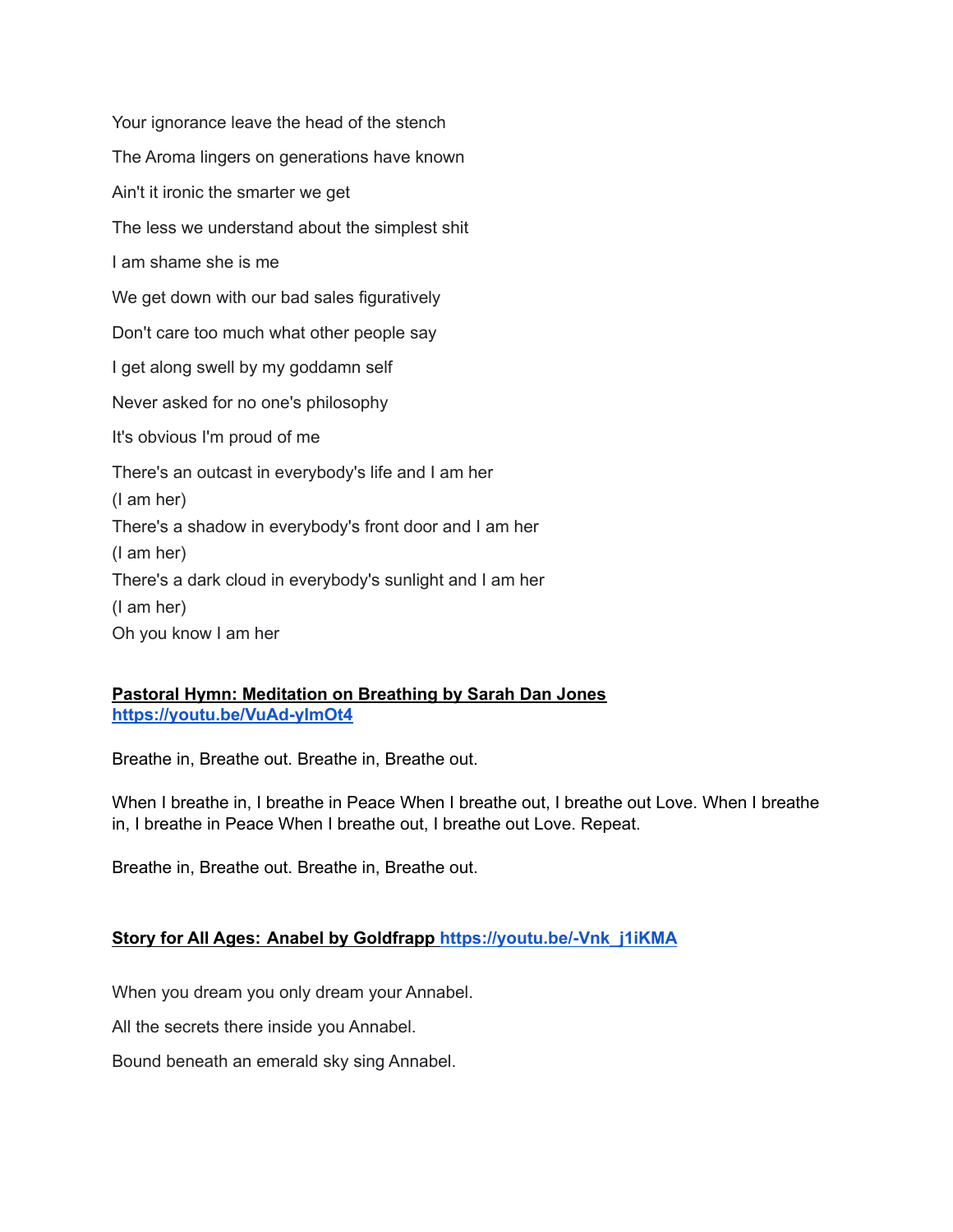Your ignorance leave the head of the stench

The Aroma lingers on generations have known

Ain't it ironic the smarter we get

The less we understand about the simplest shit

I am shame she is me

We get down with our bad sales figuratively

Don't care too much what other people say

I get along swell by my goddamn self

Never asked for no one's philosophy

It's obvious I'm proud of me

There's an outcast in everybody's life and I am her
(I am her)
There's a shadow in everybody's front door and I am her
(I am her)
There's a dark cloud in everybody's sunlight and I am her
(I am her)
Oh you know I am her

**Pastoral Hymn: Meditation on Breathing by Sarah Dan Jones**
**https://youtu.be/VuAd-ylmOt4**

Breathe in, Breathe out. Breathe in, Breathe out.

When I breathe in, I breathe in Peace When I breathe out, I breathe out Love. When I breathe in, I breathe in Peace When I breathe out, I breathe out Love. Repeat.

Breathe in, Breathe out. Breathe in, Breathe out.

**Story for All Ages: Anabel by Goldfrapp https://youtu.be/-Vnk_j1iKMA**

When you dream you only dream your Annabel.

All the secrets there inside you Annabel.

Bound beneath an emerald sky sing Annabel.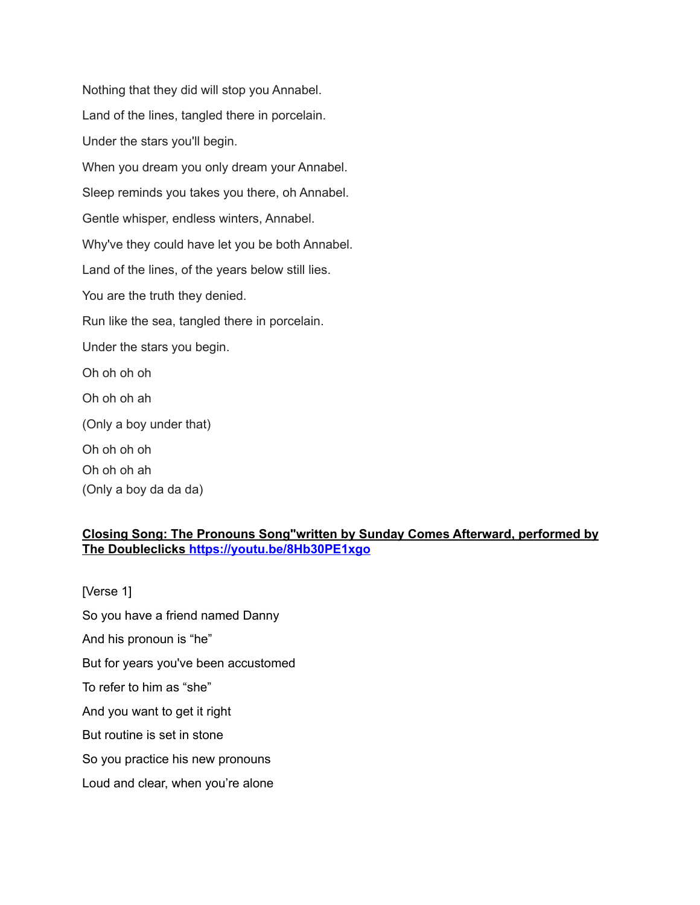Nothing that they did will stop you Annabel.

Land of the lines, tangled there in porcelain.

Under the stars you'll begin.

When you dream you only dream your Annabel.

Sleep reminds you takes you there, oh Annabel.

Gentle whisper, endless winters, Annabel.

Why've they could have let you be both Annabel.

Land of the lines, of the years below still lies.

You are the truth they denied.

Run like the sea, tangled there in porcelain.

Under the stars you begin.

Oh oh oh oh

Oh oh oh ah

(Only a boy under that)

Oh oh oh oh
Oh oh oh ah
(Only a boy da da da)

**Closing Song: The Pronouns Song"written by Sunday Comes Afterward, performed by The Doubleclicks https://youtu.be/8Hb30PE1xgo**

[Verse 1]

So you have a friend named Danny

And his pronoun is "he"

But for years you've been accustomed

To refer to him as "she"

And you want to get it right

But routine is set in stone

So you practice his new pronouns

Loud and clear, when you're alone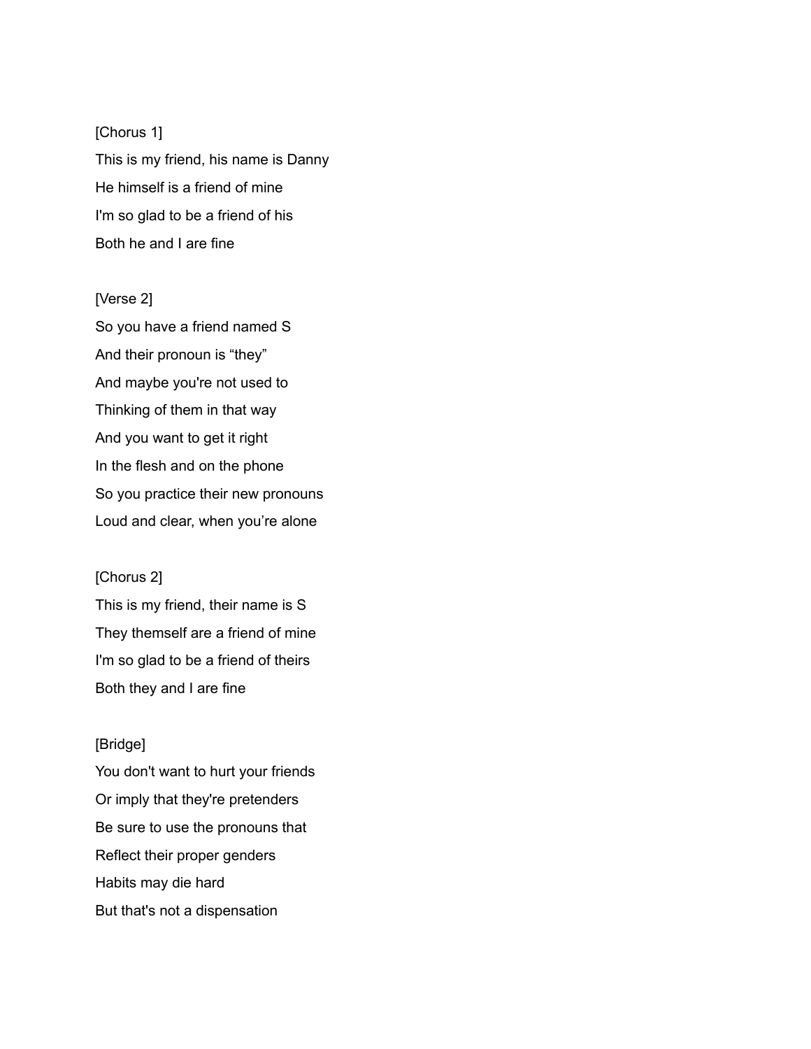[Chorus 1]
This is my friend, his name is Danny
He himself is a friend of mine
I'm so glad to be a friend of his
Both he and I are fine

[Verse 2]
So you have a friend named S
And their pronoun is “they”
And maybe you're not used to
Thinking of them in that way
And you want to get it right
In the flesh and on the phone
So you practice their new pronouns
Loud and clear, when you’re alone

[Chorus 2]
This is my friend, their name is S
They themself are a friend of mine
I'm so glad to be a friend of theirs
Both they and I are fine

[Bridge]
You don't want to hurt your friends
Or imply that they're pretenders
Be sure to use the pronouns that
Reflect their proper genders
Habits may die hard
But that's not a dispensation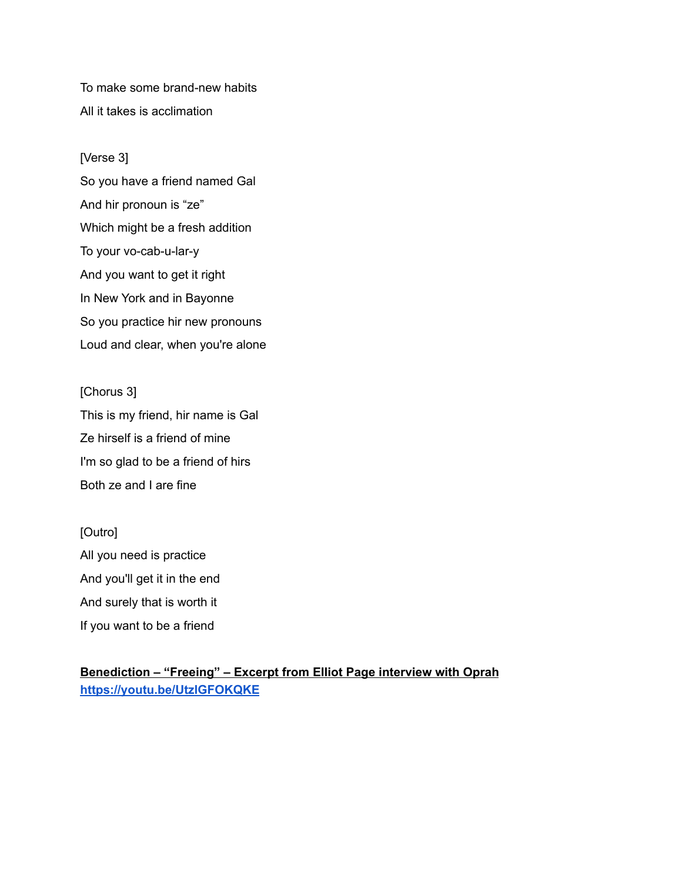To make some brand-new habits

All it takes is acclimation

[Verse 3]

So you have a friend named Gal

And hir pronoun is "ze"

Which might be a fresh addition

To your vo-cab-u-lar-y

And you want to get it right

In New York and in Bayonne

So you practice hir new pronouns

Loud and clear, when you're alone

[Chorus 3]

This is my friend, hir name is Gal

Ze hirself is a friend of mine

I'm so glad to be a friend of hirs

Both ze and I are fine

[Outro]

All you need is practice

And you'll get it in the end

And surely that is worth it

If you want to be a friend

**Benediction – "Freeing" – Excerpt from Elliot Page interview with Oprah**
**https://youtu.be/UtzlGFOKQKE**